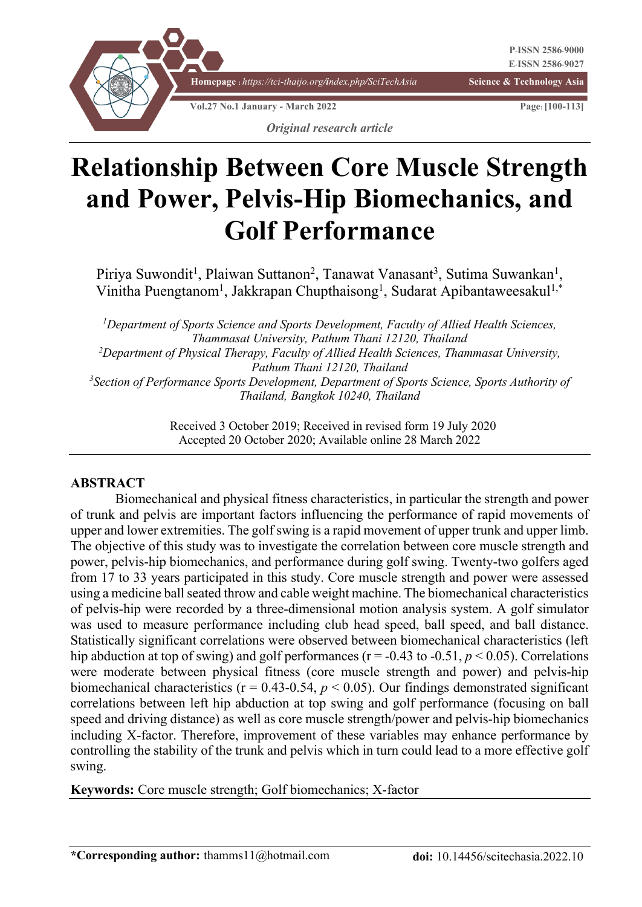*Original research article*

# Relationship Between Core Muscle Strength and Power, Pelvis-Hip Biomechanics, and Golf Performance

Piriya Suwondit[1], Plaiwan Suttanon[2], Tanawat Vanasant[3], Sutima Suwankan[1], Vinitha Puengtanom[1], Jakkrapan Chupthaisong[1], Sudarat Apibantaweesakul[1,*]

[1]*Department of Sports Science and Sports Development, Faculty of Allied Health Sciences, Thammasat University, Pathum Thani 12120, Thailand*
[2]*Department of Physical Therapy, Faculty of Allied Health Sciences, Thammasat University, Pathum Thani 12120, Thailand*
[3]*Section of Performance Sports Development, Department of Sports Science, Sports Authority of Thailand, Bangkok 10240, Thailand*

Received 3 October 2019; Received in revised form 19 July 2020
Accepted 20 October 2020; Available online 28 March 2022

## ABSTRACT

Biomechanical and physical fitness characteristics, in particular the strength and power of trunk and pelvis are important factors influencing the performance of rapid movements of upper and lower extremities. The golf swing is a rapid movement of upper trunk and upper limb. The objective of this study was to investigate the correlation between core muscle strength and power, pelvis-hip biomechanics, and performance during golf swing. Twenty-two golfers aged from 17 to 33 years participated in this study. Core muscle strength and power were assessed using a medicine ball seated throw and cable weight machine. The biomechanical characteristics of pelvis-hip were recorded by a three-dimensional motion analysis system. A golf simulator was used to measure performance including club head speed, ball speed, and ball distance. Statistically significant correlations were observed between biomechanical characteristics (left hip abduction at top of swing) and golf performances ($r = -0.43$ to $-0.51$, $p < 0.05$). Correlations were moderate between physical fitness (core muscle strength and power) and pelvis-hip biomechanical characteristics ($r = 0.43$-$0.54$, $p < 0.05$). Our findings demonstrated significant correlations between left hip abduction at top swing and golf performance (focusing on ball speed and driving distance) as well as core muscle strength/power and pelvis-hip biomechanics including X-factor. Therefore, improvement of these variables may enhance performance by controlling the stability of the trunk and pelvis which in turn could lead to a more effective golf swing.

**Keywords:** Core muscle strength; Golf biomechanics; X-factor

**\*Corresponding author:** thamms11@hotmail.com

**doi:** 10.14456/scitechasia.2022.10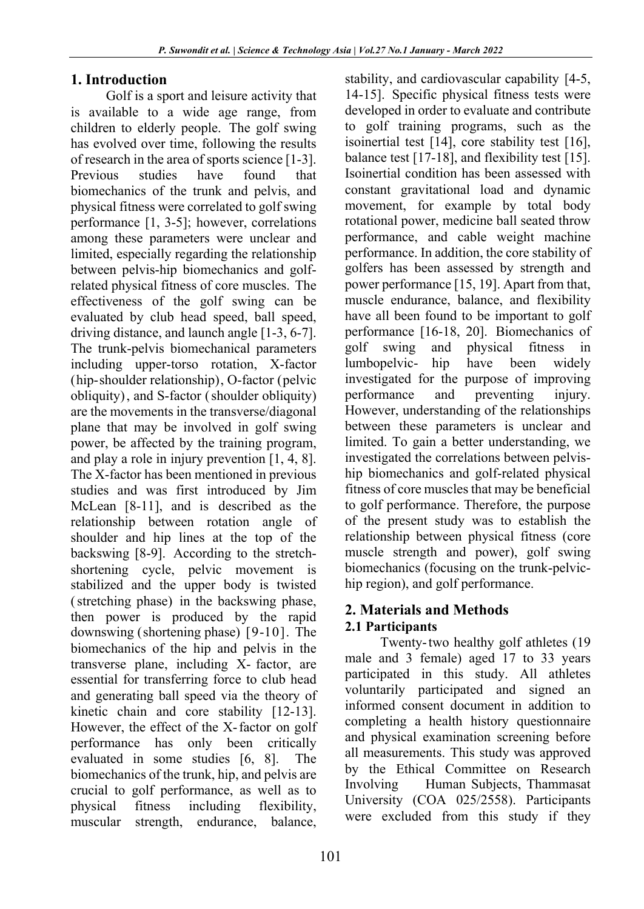## 1. Introduction

Golf is a sport and leisure activity that is available to a wide age range, from children to elderly people. The golf swing has evolved over time, following the results of research in the area of sports science [1-3]. Previous studies have found that biomechanics of the trunk and pelvis, and physical fitness were correlated to golf swing performance [1, 3-5]; however, correlations among these parameters were unclear and limited, especially regarding the relationship between pelvis-hip biomechanics and golf-related physical fitness of core muscles. The effectiveness of the golf swing can be evaluated by club head speed, ball speed, driving distance, and launch angle [1-3, 6-7]. The trunk-pelvis biomechanical parameters including upper-torso rotation, X-factor (hip-shoulder relationship), O-factor (pelvic obliquity), and S-factor (shoulder obliquity) are the movements in the transverse/diagonal plane that may be involved in golf swing power, be affected by the training program, and play a role in injury prevention [1, 4, 8]. The X-factor has been mentioned in previous studies and was first introduced by Jim McLean [8-11], and is described as the relationship between rotation angle of shoulder and hip lines at the top of the backswing [8-9]. According to the stretch-shortening cycle, pelvic movement is stabilized and the upper body is twisted (stretching phase) in the backswing phase, then power is produced by the rapid downswing (shortening phase) [9-10]. The biomechanics of the hip and pelvis in the transverse plane, including X-factor, are essential for transferring force to club head and generating ball speed via the theory of kinetic chain and core stability [12-13]. However, the effect of the X-factor on golf performance has only been critically evaluated in some studies [6, 8]. The biomechanics of the trunk, hip, and pelvis are crucial to golf performance, as well as to physical fitness including flexibility, muscular strength, endurance, balance, stability, and cardiovascular capability [4-5, 14-15]. Specific physical fitness tests were developed in order to evaluate and contribute to golf training programs, such as the isoinertial test [14], core stability test [16], balance test [17-18], and flexibility test [15]. Isoinertial condition has been assessed with constant gravitational load and dynamic movement, for example by total body rotational power, medicine ball seated throw performance, and cable weight machine performance. In addition, the core stability of golfers has been assessed by strength and power performance [15, 19]. Apart from that, muscle endurance, balance, and flexibility have all been found to be important to golf performance [16-18, 20]. Biomechanics of golf swing and physical fitness in lumbopelvic- hip have been widely investigated for the purpose of improving performance and preventing injury. However, understanding of the relationships between these parameters is unclear and limited. To gain a better understanding, we investigated the correlations between pelvis-hip biomechanics and golf-related physical fitness of core muscles that may be beneficial to golf performance. Therefore, the purpose of the present study was to establish the relationship between physical fitness (core muscle strength and power), golf swing biomechanics (focusing on the trunk-pelvic-hip region), and golf performance.

## 2. Materials and Methods

### 2.1 Participants

Twenty-two healthy golf athletes (19 male and 3 female) aged 17 to 33 years participated in this study. All athletes voluntarily participated and signed an informed consent document in addition to completing a health history questionnaire and physical examination screening before all measurements. This study was approved by the Ethical Committee on Research Involving Human Subjects, Thammasat University (COA 025/2558). Participants were excluded from this study if they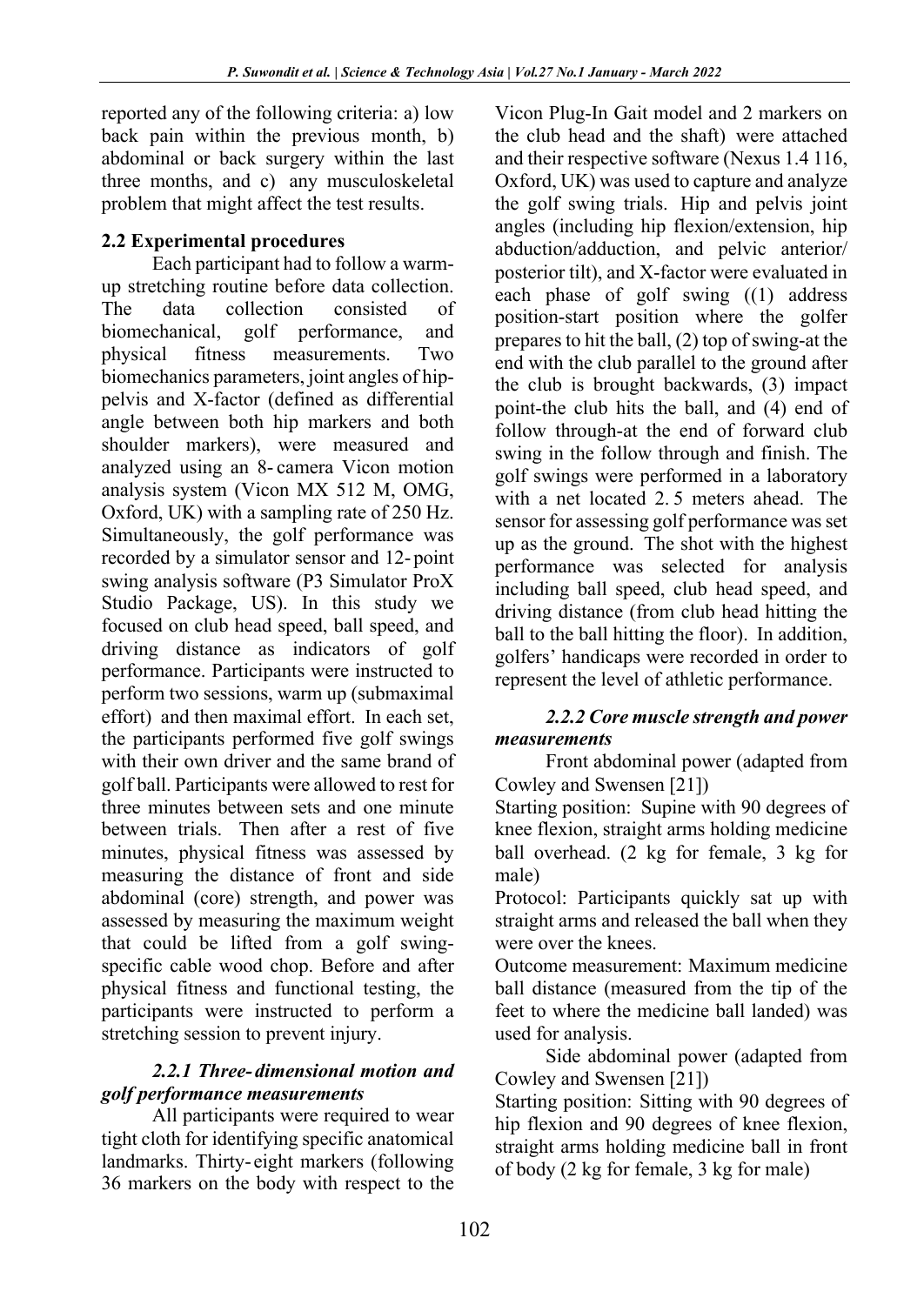reported any of the following criteria: a) low back pain within the previous month, b) abdominal or back surgery within the last three months, and c) any musculoskeletal problem that might affect the test results.

### 2.2 Experimental procedures

Each participant had to follow a warm-up stretching routine before data collection. The data collection consisted of biomechanical, golf performance, and physical fitness measurements. Two biomechanics parameters, joint angles of hip-pelvis and X-factor (defined as differential angle between both hip markers and both shoulder markers), were measured and analyzed using an 8-camera Vicon motion analysis system (Vicon MX 512 M, OMG, Oxford, UK) with a sampling rate of 250 Hz. Simultaneously, the golf performance was recorded by a simulator sensor and 12-point swing analysis software (P3 Simulator ProX Studio Package, US). In this study we focused on club head speed, ball speed, and driving distance as indicators of golf performance. Participants were instructed to perform two sessions, warm up (submaximal effort) and then maximal effort. In each set, the participants performed five golf swings with their own driver and the same brand of golf ball. Participants were allowed to rest for three minutes between sets and one minute between trials. Then after a rest of five minutes, physical fitness was assessed by measuring the distance of front and side abdominal (core) strength, and power was assessed by measuring the maximum weight that could be lifted from a golf swing-specific cable wood chop. Before and after physical fitness and functional testing, the participants were instructed to perform a stretching session to prevent injury.

#### *2.2.1 Three-dimensional motion and golf performance measurements*

All participants were required to wear tight cloth for identifying specific anatomical landmarks. Thirty-eight markers (following 36 markers on the body with respect to the Vicon Plug-In Gait model and 2 markers on the club head and the shaft) were attached and their respective software (Nexus 1.4 116, Oxford, UK) was used to capture and analyze the golf swing trials. Hip and pelvis joint angles (including hip flexion/extension, hip abduction/adduction, and pelvic anterior/posterior tilt), and X-factor were evaluated in each phase of golf swing ((1) address position-start position where the golfer prepares to hit the ball, (2) top of swing-at the end with the club parallel to the ground after the club is brought backwards, (3) impact point-the club hits the ball, and (4) end of follow through-at the end of forward club swing in the follow through and finish. The golf swings were performed in a laboratory with a net located 2.5 meters ahead. The sensor for assessing golf performance was set up as the ground. The shot with the highest performance was selected for analysis including ball speed, club head speed, and driving distance (from club head hitting the ball to the ball hitting the floor). In addition, golfers' handicaps were recorded in order to represent the level of athletic performance.

#### *2.2.2 Core muscle strength and power measurements*

Front abdominal power (adapted from Cowley and Swensen [21])

Starting position: Supine with 90 degrees of knee flexion, straight arms holding medicine ball overhead. (2 kg for female, 3 kg for male)

Protocol: Participants quickly sat up with straight arms and released the ball when they were over the knees.

Outcome measurement: Maximum medicine ball distance (measured from the tip of the feet to where the medicine ball landed) was used for analysis.

Side abdominal power (adapted from Cowley and Swensen [21])

Starting position: Sitting with 90 degrees of hip flexion and 90 degrees of knee flexion, straight arms holding medicine ball in front of body (2 kg for female, 3 kg for male)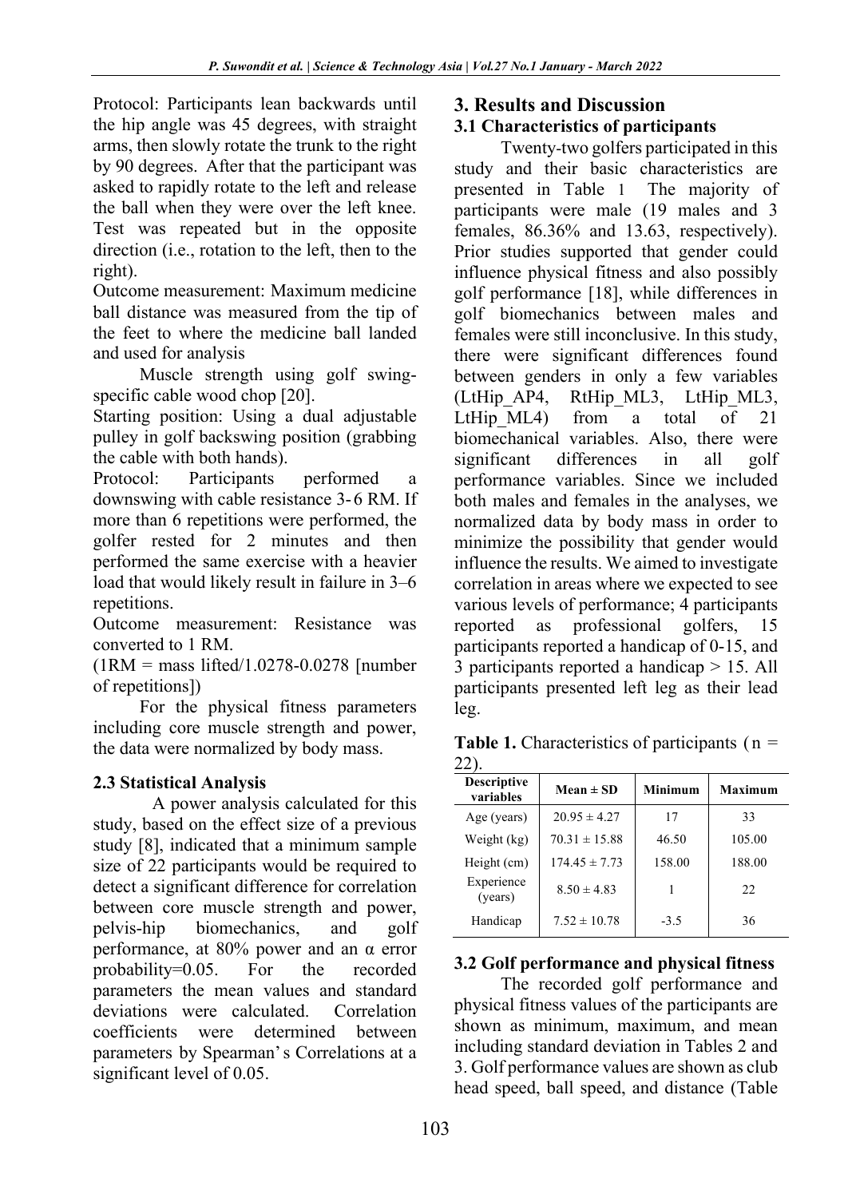Protocol: Participants lean backwards until the hip angle was 45 degrees, with straight arms, then slowly rotate the trunk to the right by 90 degrees. After that the participant was asked to rapidly rotate to the left and release the ball when they were over the left knee. Test was repeated but in the opposite direction (i.e., rotation to the left, then to the right).

Outcome measurement: Maximum medicine ball distance was measured from the tip of the feet to where the medicine ball landed and used for analysis

Muscle strength using golf swing-specific cable wood chop [20].

Starting position: Using a dual adjustable pulley in golf backswing position (grabbing the cable with both hands).

Protocol: Participants performed a downswing with cable resistance 3-6 RM. If more than 6 repetitions were performed, the golfer rested for 2 minutes and then performed the same exercise with a heavier load that would likely result in failure in 3–6 repetitions.

Outcome measurement: Resistance was converted to 1 RM.

(1RM = mass lifted/1.0278-0.0278 [number of repetitions])

For the physical fitness parameters including core muscle strength and power, the data were normalized by body mass.

### 2.3 Statistical Analysis

A power analysis calculated for this study, based on the effect size of a previous study [8], indicated that a minimum sample size of 22 participants would be required to detect a significant difference for correlation between core muscle strength and power, pelvis-hip biomechanics, and golf performance, at 80% power and an α error probability=0.05. For the recorded parameters the mean values and standard deviations were calculated. Correlation coefficients were determined between parameters by Spearman's Correlations at a significant level of 0.05.

## 3. Results and Discussion

### 3.1 Characteristics of participants

Twenty-two golfers participated in this study and their basic characteristics are presented in Table 1 The majority of participants were male (19 males and 3 females, 86.36% and 13.63, respectively). Prior studies supported that gender could influence physical fitness and also possibly golf performance [18], while differences in golf biomechanics between males and females were still inconclusive. In this study, there were significant differences found between genders in only a few variables (LtHip_AP4, RtHip_ML3, LtHip_ML3, LtHip_ML4) from a total of 21 biomechanical variables. Also, there were significant differences in all golf performance variables. Since we included both males and females in the analyses, we normalized data by body mass in order to minimize the possibility that gender would influence the results. We aimed to investigate correlation in areas where we expected to see various levels of performance; 4 participants reported as professional golfers, 15 participants reported a handicap of 0-15, and 3 participants reported a handicap > 15. All participants presented left leg as their lead leg.

**Table 1.** Characteristics of participants (n = 22).

| Descriptive variables | Mean ± SD | Minimum | Maximum |
|---|---|---|---|
| Age (years) | 20.95 ± 4.27 | 17 | 33 |
| Weight (kg) | 70.31 ± 15.88 | 46.50 | 105.00 |
| Height (cm) | 174.45 ± 7.73 | 158.00 | 188.00 |
| Experience (years) | 8.50 ± 4.83 | 1 | 22 |
| Handicap | 7.52 ± 10.78 | -3.5 | 36 |

### 3.2 Golf performance and physical fitness

The recorded golf performance and physical fitness values of the participants are shown as minimum, maximum, and mean including standard deviation in Tables 2 and 3. Golf performance values are shown as club head speed, ball speed, and distance (Table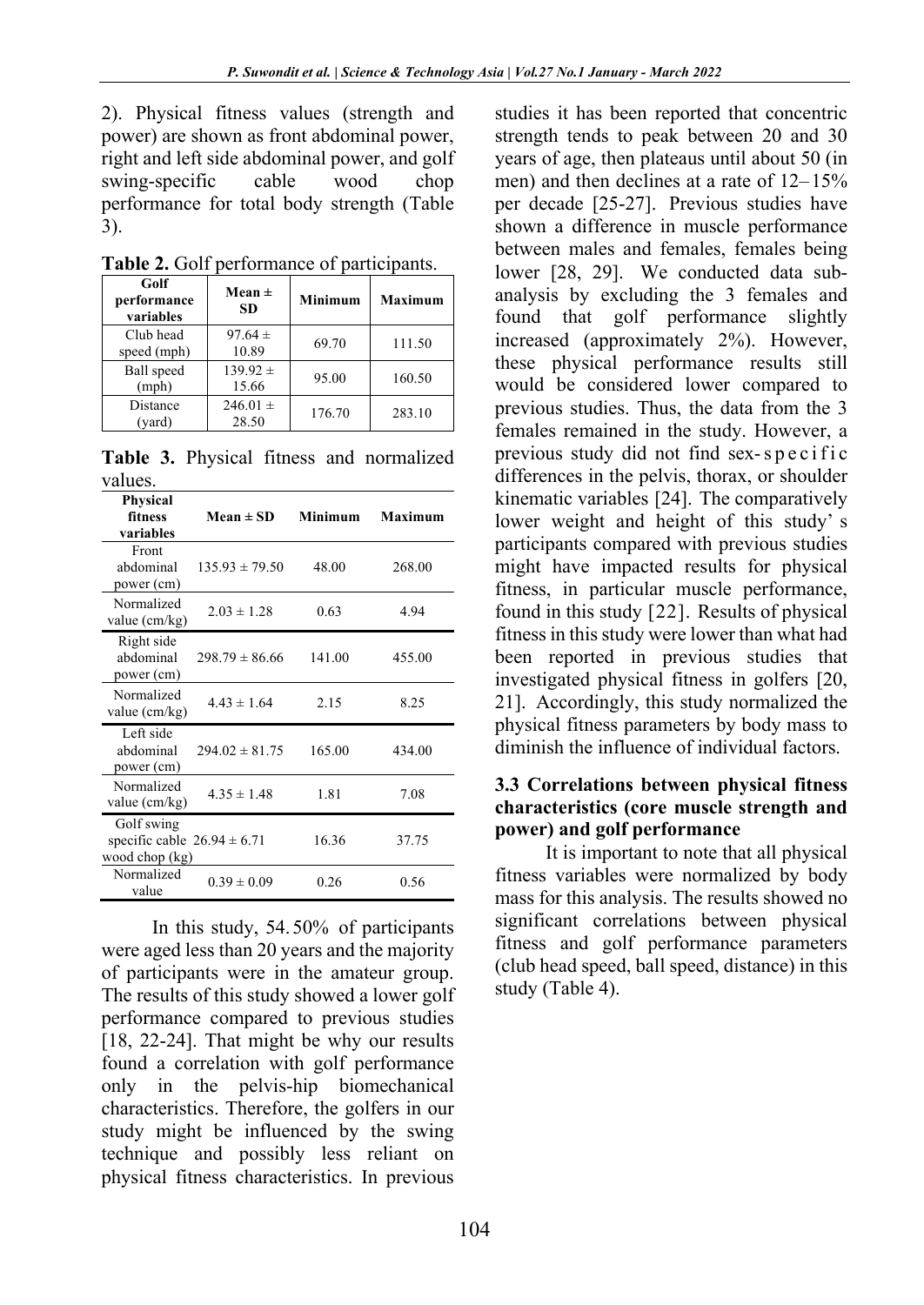2). Physical fitness values (strength and power) are shown as front abdominal power, right and left side abdominal power, and golf swing-specific cable wood chop performance for total body strength (Table 3).

**Table 2.** Golf performance of participants.

| Golf performance variables | Mean ± SD | Minimum | Maximum |
|---|---|---|---|
| Club head speed (mph) | 97.64 ± 10.89 | 69.70 | 111.50 |
| Ball speed (mph) | 139.92 ± 15.66 | 95.00 | 160.50 |
| Distance (yard) | 246.01 ± 28.50 | 176.70 | 283.10 |

**Table 3.** Physical fitness and normalized values.

| Physical fitness variables | Mean ± SD | Minimum | Maximum |
|---|---|---|---|
| Front abdominal power (cm) | 135.93 ± 79.50 | 48.00 | 268.00 |
| Normalized value (cm/kg) | 2.03 ± 1.28 | 0.63 | 4.94 |
| Right side abdominal power (cm) | 298.79 ± 86.66 | 141.00 | 455.00 |
| Normalized value (cm/kg) | 4.43 ± 1.64 | 2.15 | 8.25 |
| Left side abdominal power (cm) | 294.02 ± 81.75 | 165.00 | 434.00 |
| Normalized value (cm/kg) | 4.35 ± 1.48 | 1.81 | 7.08 |
| Golf swing specific cable wood chop (kg) | 26.94 ± 6.71 | 16.36 | 37.75 |
| Normalized value | 0.39 ± 0.09 | 0.26 | 0.56 |

In this study, 54.50% of participants were aged less than 20 years and the majority of participants were in the amateur group. The results of this study showed a lower golf performance compared to previous studies [18, 22-24]. That might be why our results found a correlation with golf performance only in the pelvis-hip biomechanical characteristics. Therefore, the golfers in our study might be influenced by the swing technique and possibly less reliant on physical fitness characteristics. In previous studies it has been reported that concentric strength tends to peak between 20 and 30 years of age, then plateaus until about 50 (in men) and then declines at a rate of 12–15% per decade [25-27]. Previous studies have shown a difference in muscle performance between males and females, females being lower [28, 29]. We conducted data sub-analysis by excluding the 3 females and found that golf performance slightly increased (approximately 2%). However, these physical performance results still would be considered lower compared to previous studies. Thus, the data from the 3 females remained in the study. However, a previous study did not find sex-specific differences in the pelvis, thorax, or shoulder kinematic variables [24]. The comparatively lower weight and height of this study's participants compared with previous studies might have impacted results for physical fitness, in particular muscle performance, found in this study [22]. Results of physical fitness in this study were lower than what had been reported in previous studies that investigated physical fitness in golfers [20, 21]. Accordingly, this study normalized the physical fitness parameters by body mass to diminish the influence of individual factors.

### 3.3 Correlations between physical fitness characteristics (core muscle strength and power) and golf performance

It is important to note that all physical fitness variables were normalized by body mass for this analysis. The results showed no significant correlations between physical fitness and golf performance parameters (club head speed, ball speed, distance) in this study (Table 4).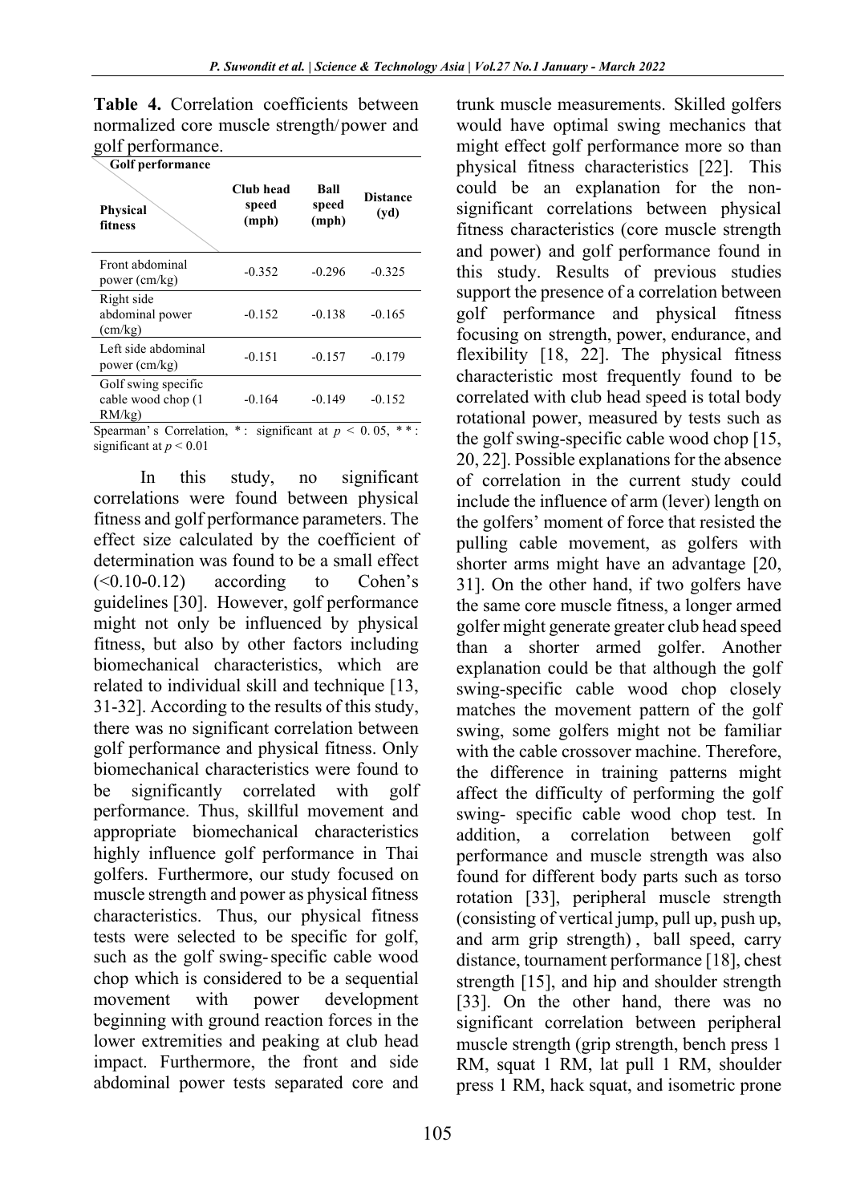**Table 4.** Correlation coefficients between normalized core muscle strength/power and golf performance.

| Physical fitness \ Golf performance | Club head speed (mph) | Ball speed (mph) | Distance (yd) |
|---|---|---|---|
| Front abdominal power (cm/kg) | -0.352 | -0.296 | -0.325 |
| Right side abdominal power (cm/kg) | -0.152 | -0.138 | -0.165 |
| Left side abdominal power (cm/kg) | -0.151 | -0.157 | -0.179 |
| Golf swing specific cable wood chop (1 RM/kg) | -0.164 | -0.149 | -0.152 |

Spearman's Correlation, *: significant at $p < 0.05$, **: significant at $p < 0.01$

In this study, no significant correlations were found between physical fitness and golf performance parameters. The effect size calculated by the coefficient of determination was found to be a small effect (<0.10-0.12) according to Cohen's guidelines [30]. However, golf performance might not only be influenced by physical fitness, but also by other factors including biomechanical characteristics, which are related to individual skill and technique [13, 31-32]. According to the results of this study, there was no significant correlation between golf performance and physical fitness. Only biomechanical characteristics were found to be significantly correlated with golf performance. Thus, skillful movement and appropriate biomechanical characteristics highly influence golf performance in Thai golfers. Furthermore, our study focused on muscle strength and power as physical fitness characteristics. Thus, our physical fitness tests were selected to be specific for golf, such as the golf swing-specific cable wood chop which is considered to be a sequential movement with power development beginning with ground reaction forces in the lower extremities and peaking at club head impact. Furthermore, the front and side abdominal power tests separated core and trunk muscle measurements. Skilled golfers would have optimal swing mechanics that might effect golf performance more so than physical fitness characteristics [22]. This could be an explanation for the non-significant correlations between physical fitness characteristics (core muscle strength and power) and golf performance found in this study. Results of previous studies support the presence of a correlation between golf performance and physical fitness focusing on strength, power, endurance, and flexibility [18, 22]. The physical fitness characteristic most frequently found to be correlated with club head speed is total body rotational power, measured by tests such as the golf swing-specific cable wood chop [15, 20, 22]. Possible explanations for the absence of correlation in the current study could include the influence of arm (lever) length on the golfers' moment of force that resisted the pulling cable movement, as golfers with shorter arms might have an advantage [20, 31]. On the other hand, if two golfers have the same core muscle fitness, a longer armed golfer might generate greater club head speed than a shorter armed golfer. Another explanation could be that although the golf swing-specific cable wood chop closely matches the movement pattern of the golf swing, some golfers might not be familiar with the cable crossover machine. Therefore, the difference in training patterns might affect the difficulty of performing the golf swing- specific cable wood chop test. In addition, a correlation between golf performance and muscle strength was also found for different body parts such as torso rotation [33], peripheral muscle strength (consisting of vertical jump, pull up, push up, and arm grip strength), ball speed, carry distance, tournament performance [18], chest strength [15], and hip and shoulder strength [33]. On the other hand, there was no significant correlation between peripheral muscle strength (grip strength, bench press 1 RM, squat 1 RM, lat pull 1 RM, shoulder press 1 RM, hack squat, and isometric prone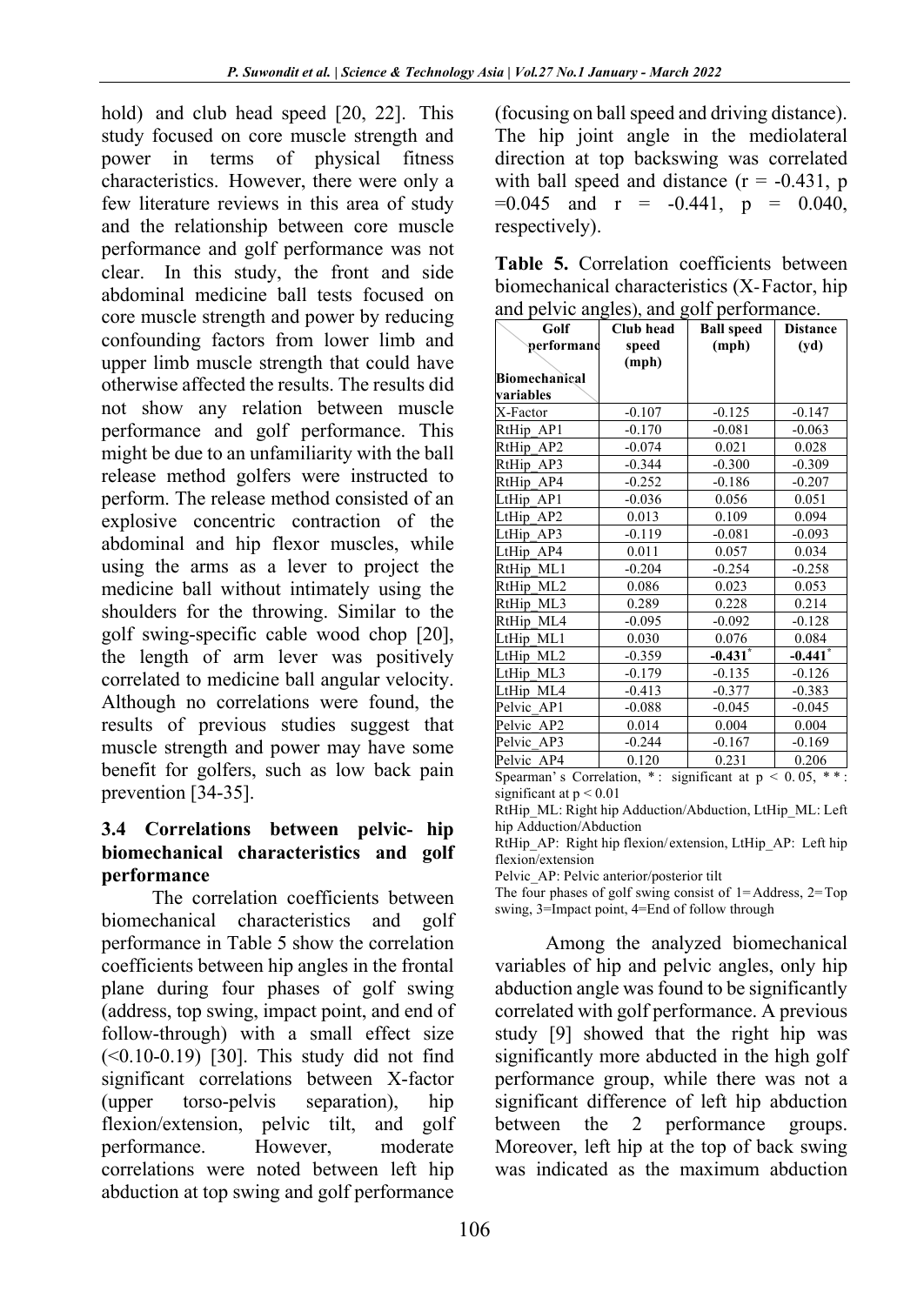hold) and club head speed [20, 22]. This study focused on core muscle strength and power in terms of physical fitness characteristics. However, there were only a few literature reviews in this area of study and the relationship between core muscle performance and golf performance was not clear. In this study, the front and side abdominal medicine ball tests focused on core muscle strength and power by reducing confounding factors from lower limb and upper limb muscle strength that could have otherwise affected the results. The results did not show any relation between muscle performance and golf performance. This might be due to an unfamiliarity with the ball release method golfers were instructed to perform. The release method consisted of an explosive concentric contraction of the abdominal and hip flexor muscles, while using the arms as a lever to project the medicine ball without intimately using the shoulders for the throwing. Similar to the golf swing-specific cable wood chop [20], the length of arm lever was positively correlated to medicine ball angular velocity. Although no correlations were found, the results of previous studies suggest that muscle strength and power may have some benefit for golfers, such as low back pain prevention [34-35].

### 3.4 Correlations between pelvic- hip biomechanical characteristics and golf performance

The correlation coefficients between biomechanical characteristics and golf performance in Table 5 show the correlation coefficients between hip angles in the frontal plane during four phases of golf swing (address, top swing, impact point, and end of follow-through) with a small effect size (<0.10-0.19) [30]. This study did not find significant correlations between X-factor (upper torso-pelvis separation), hip flexion/extension, pelvic tilt, and golf performance. However, moderate correlations were noted between left hip abduction at top swing and golf performance (focusing on ball speed and driving distance). The hip joint angle in the mediolateral direction at top backswing was correlated with ball speed and distance ($r = -0.431$, $p = 0.045$ and $r = -0.441$, $p = 0.040$, respectively).

**Table 5.** Correlation coefficients between biomechanical characteristics (X-Factor, hip and pelvic angles), and golf performance.

| Biomechanical variables \ Golf performance | Club head speed (mph) | Ball speed (mph) | Distance (yd) |
|---|---|---|---|
| X-Factor | -0.107 | -0.125 | -0.147 |
| RtHip_AP1 | -0.170 | -0.081 | -0.063 |
| RtHip_AP2 | -0.074 | 0.021 | 0.028 |
| RtHip_AP3 | -0.344 | -0.300 | -0.309 |
| RtHip_AP4 | -0.252 | -0.186 | -0.207 |
| LtHip_AP1 | -0.036 | 0.056 | 0.051 |
| LtHip_AP2 | 0.013 | 0.109 | 0.094 |
| LtHip_AP3 | -0.119 | -0.081 | -0.093 |
| LtHip_AP4 | 0.011 | 0.057 | 0.034 |
| RtHip_ML1 | -0.204 | -0.254 | -0.258 |
| RtHip_ML2 | 0.086 | 0.023 | 0.053 |
| RtHip_ML3 | 0.289 | 0.228 | 0.214 |
| RtHip_ML4 | -0.095 | -0.092 | -0.128 |
| LtHip_ML1 | 0.030 | 0.076 | 0.084 |
| LtHip_ML2 | -0.359 | **-0.431*** | **-0.441*** |
| LtHip_ML3 | -0.179 | -0.135 | -0.126 |
| LtHip_ML4 | -0.413 | -0.377 | -0.383 |
| Pelvic_AP1 | -0.088 | -0.045 | -0.045 |
| Pelvic_AP2 | 0.014 | 0.004 | 0.004 |
| Pelvic_AP3 | -0.244 | -0.167 | -0.169 |
| Pelvic_AP4 | 0.120 | 0.231 | 0.206 |

Spearman's Correlation, *: significant at $p < 0.05$, **: significant at $p < 0.01$

RtHip_ML: Right hip Adduction/Abduction, LtHip_ML: Left hip Adduction/Abduction

RtHip_AP: Right hip flexion/extension, LtHip_AP: Left hip flexion/extension

Pelvic_AP: Pelvic anterior/posterior tilt

The four phases of golf swing consist of 1=Address, 2=Top swing, 3=Impact point, 4=End of follow through

Among the analyzed biomechanical variables of hip and pelvic angles, only hip abduction angle was found to be significantly correlated with golf performance. A previous study [9] showed that the right hip was significantly more abducted in the high golf performance group, while there was not a significant difference of left hip abduction between the 2 performance groups. Moreover, left hip at the top of back swing was indicated as the maximum abduction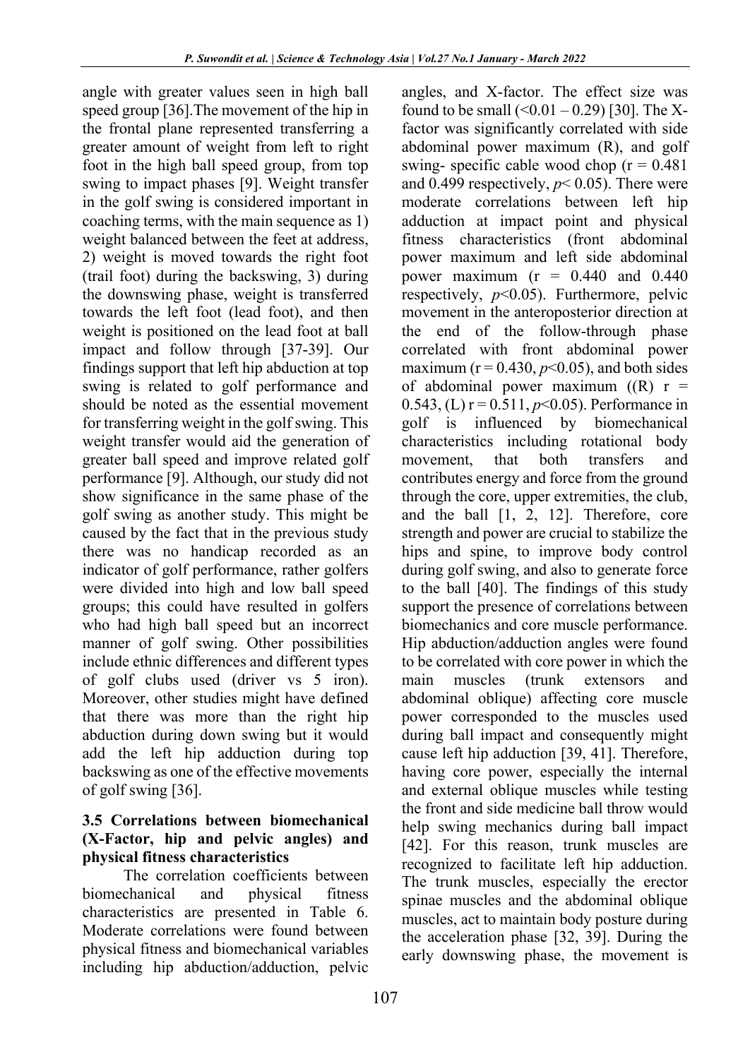angle with greater values seen in high ball speed group [36].The movement of the hip in the frontal plane represented transferring a greater amount of weight from left to right foot in the high ball speed group, from top swing to impact phases [9]. Weight transfer in the golf swing is considered important in coaching terms, with the main sequence as 1) weight balanced between the feet at address, 2) weight is moved towards the right foot (trail foot) during the backswing, 3) during the downswing phase, weight is transferred towards the left foot (lead foot), and then weight is positioned on the lead foot at ball impact and follow through [37-39]. Our findings support that left hip abduction at top swing is related to golf performance and should be noted as the essential movement for transferring weight in the golf swing. This weight transfer would aid the generation of greater ball speed and improve related golf performance [9]. Although, our study did not show significance in the same phase of the golf swing as another study. This might be caused by the fact that in the previous study there was no handicap recorded as an indicator of golf performance, rather golfers were divided into high and low ball speed groups; this could have resulted in golfers who had high ball speed but an incorrect manner of golf swing. Other possibilities include ethnic differences and different types of golf clubs used (driver vs 5 iron). Moreover, other studies might have defined that there was more than the right hip abduction during down swing but it would add the left hip adduction during top backswing as one of the effective movements of golf swing [36].

### 3.5 Correlations between biomechanical (X-Factor, hip and pelvic angles) and physical fitness characteristics

The correlation coefficients between biomechanical and physical fitness characteristics are presented in Table 6. Moderate correlations were found between physical fitness and biomechanical variables including hip abduction/adduction, pelvic angles, and X-factor. The effect size was found to be small (<0.01 – 0.29) [30]. The X-factor was significantly correlated with side abdominal power maximum (R), and golf swing- specific cable wood chop (r = 0.481 and 0.499 respectively, $p < 0.05$). There were moderate correlations between left hip adduction at impact point and physical fitness characteristics (front abdominal power maximum and left side abdominal power maximum (r = 0.440 and 0.440 respectively, $p<0.05$). Furthermore, pelvic movement in the anteroposterior direction at the end of the follow-through phase correlated with front abdominal power maximum (r = 0.430, $p<0.05$), and both sides of abdominal power maximum ((R) r = 0.543, (L) r = 0.511, $p<0.05$). Performance in golf is influenced by biomechanical characteristics including rotational body movement, that both transfers and contributes energy and force from the ground through the core, upper extremities, the club, and the ball [1, 2, 12]. Therefore, core strength and power are crucial to stabilize the hips and spine, to improve body control during golf swing, and also to generate force to the ball [40]. The findings of this study support the presence of correlations between biomechanics and core muscle performance. Hip abduction/adduction angles were found to be correlated with core power in which the main muscles (trunk extensors and abdominal oblique) affecting core muscle power corresponded to the muscles used during ball impact and consequently might cause left hip adduction [39, 41]. Therefore, having core power, especially the internal and external oblique muscles while testing the front and side medicine ball throw would help swing mechanics during ball impact [42]. For this reason, trunk muscles are recognized to facilitate left hip adduction. The trunk muscles, especially the erector spinae muscles and the abdominal oblique muscles, act to maintain body posture during the acceleration phase [32, 39]. During the early downswing phase, the movement is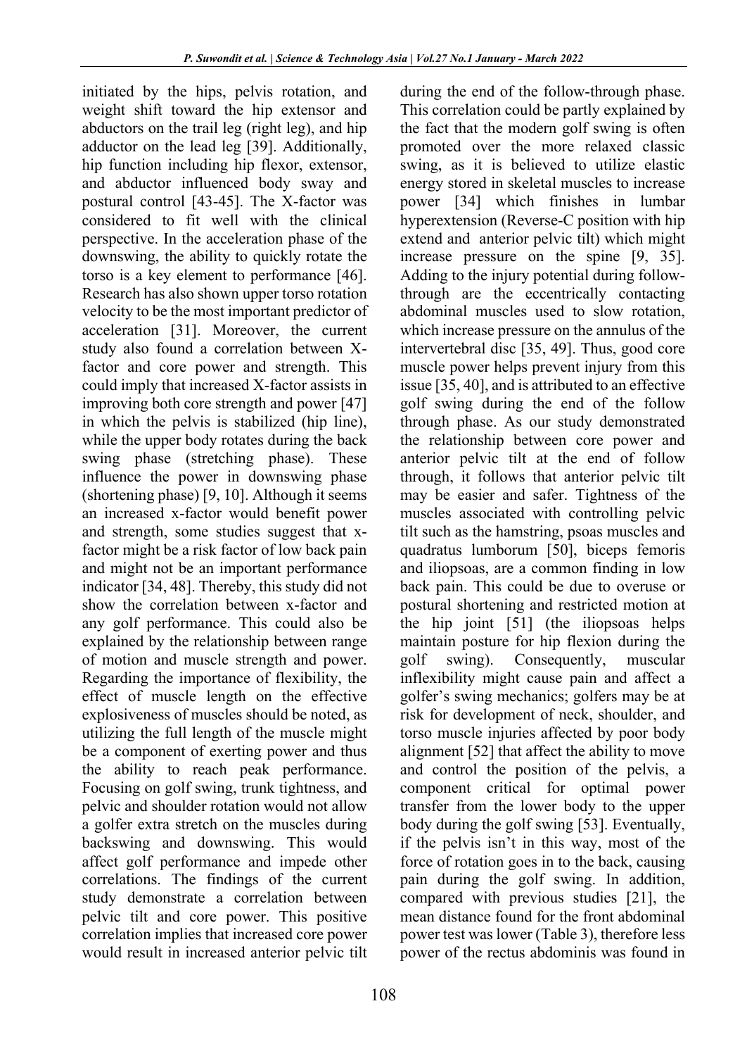initiated by the hips, pelvis rotation, and weight shift toward the hip extensor and abductors on the trail leg (right leg), and hip adductor on the lead leg [39]. Additionally, hip function including hip flexor, extensor, and abductor influenced body sway and postural control [43-45]. The X-factor was considered to fit well with the clinical perspective. In the acceleration phase of the downswing, the ability to quickly rotate the torso is a key element to performance [46]. Research has also shown upper torso rotation velocity to be the most important predictor of acceleration [31]. Moreover, the current study also found a correlation between X-factor and core power and strength. This could imply that increased X-factor assists in improving both core strength and power [47] in which the pelvis is stabilized (hip line), while the upper body rotates during the back swing phase (stretching phase). These influence the power in downswing phase (shortening phase) [9, 10]. Although it seems an increased x-factor would benefit power and strength, some studies suggest that x-factor might be a risk factor of low back pain and might not be an important performance indicator [34, 48]. Thereby, this study did not show the correlation between x-factor and any golf performance. This could also be explained by the relationship between range of motion and muscle strength and power. Regarding the importance of flexibility, the effect of muscle length on the effective explosiveness of muscles should be noted, as utilizing the full length of the muscle might be a component of exerting power and thus the ability to reach peak performance. Focusing on golf swing, trunk tightness, and pelvic and shoulder rotation would not allow a golfer extra stretch on the muscles during backswing and downswing. This would affect golf performance and impede other correlations. The findings of the current study demonstrate a correlation between pelvic tilt and core power. This positive correlation implies that increased core power would result in increased anterior pelvic tilt during the end of the follow-through phase. This correlation could be partly explained by the fact that the modern golf swing is often promoted over the more relaxed classic swing, as it is believed to utilize elastic energy stored in skeletal muscles to increase power [34] which finishes in lumbar hyperextension (Reverse-C position with hip extend and anterior pelvic tilt) which might increase pressure on the spine [9, 35]. Adding to the injury potential during follow-through are the eccentrically contacting abdominal muscles used to slow rotation, which increase pressure on the annulus of the intervertebral disc [35, 49]. Thus, good core muscle power helps prevent injury from this issue [35, 40], and is attributed to an effective golf swing during the end of the follow through phase. As our study demonstrated the relationship between core power and anterior pelvic tilt at the end of follow through, it follows that anterior pelvic tilt may be easier and safer. Tightness of the muscles associated with controlling pelvic tilt such as the hamstring, psoas muscles and quadratus lumborum [50], biceps femoris and iliopsoas, are a common finding in low back pain. This could be due to overuse or postural shortening and restricted motion at the hip joint [51] (the iliopsoas helps maintain posture for hip flexion during the golf swing). Consequently, muscular inflexibility might cause pain and affect a golfer's swing mechanics; golfers may be at risk for development of neck, shoulder, and torso muscle injuries affected by poor body alignment [52] that affect the ability to move and control the position of the pelvis, a component critical for optimal power transfer from the lower body to the upper body during the golf swing [53]. Eventually, if the pelvis isn't in this way, most of the force of rotation goes in to the back, causing pain during the golf swing. In addition, compared with previous studies [21], the mean distance found for the front abdominal power test was lower (Table 3), therefore less power of the rectus abdominis was found in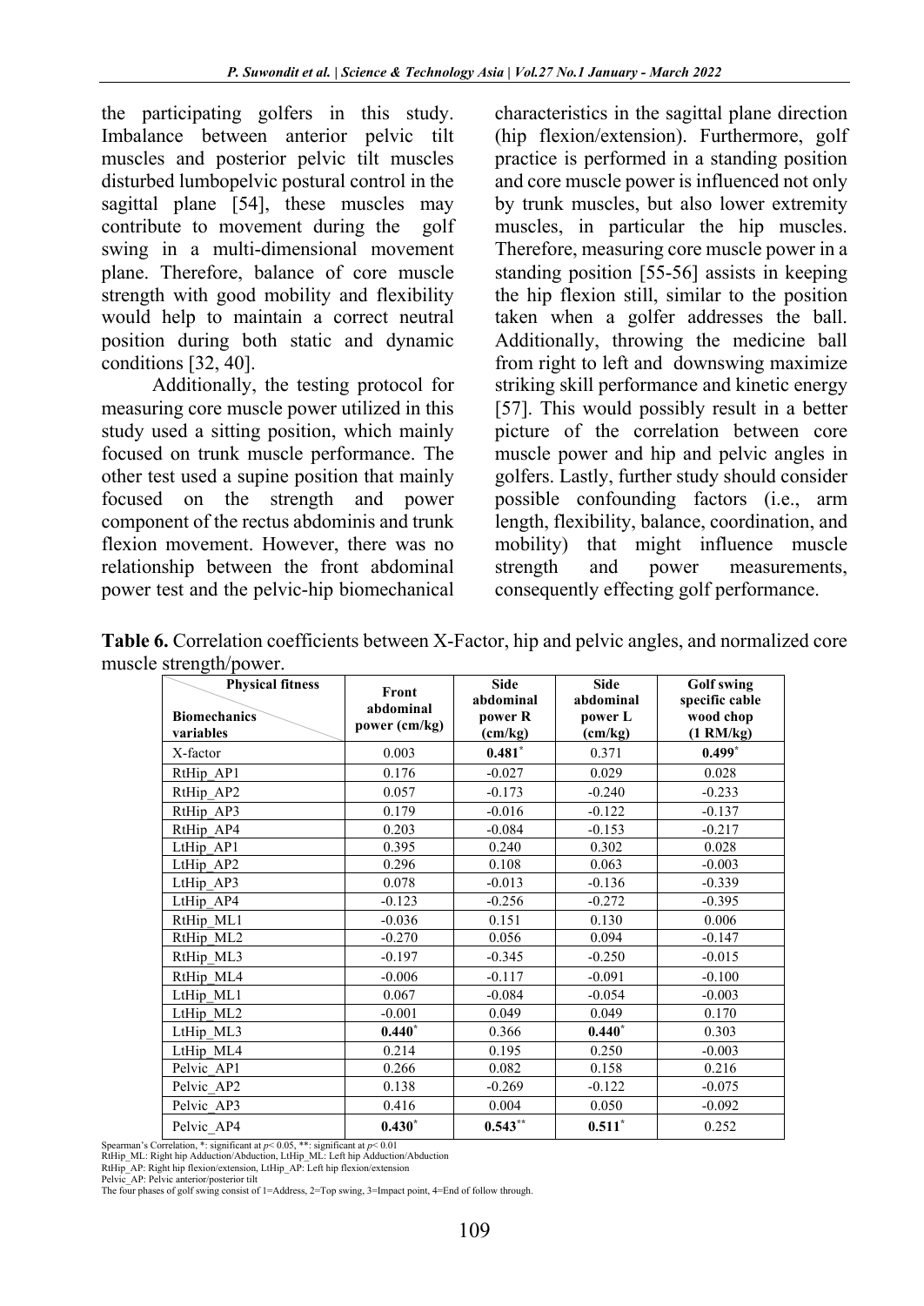the participating golfers in this study. Imbalance between anterior pelvic tilt muscles and posterior pelvic tilt muscles disturbed lumbopelvic postural control in the sagittal plane [54], these muscles may contribute to movement during the golf swing in a multi-dimensional movement plane. Therefore, balance of core muscle strength with good mobility and flexibility would help to maintain a correct neutral position during both static and dynamic conditions [32, 40].

Additionally, the testing protocol for measuring core muscle power utilized in this study used a sitting position, which mainly focused on trunk muscle performance. The other test used a supine position that mainly focused on the strength and power component of the rectus abdominis and trunk flexion movement. However, there was no relationship between the front abdominal power test and the pelvic-hip biomechanical characteristics in the sagittal plane direction (hip flexion/extension). Furthermore, golf practice is performed in a standing position and core muscle power is influenced not only by trunk muscles, but also lower extremity muscles, in particular the hip muscles. Therefore, measuring core muscle power in a standing position [55-56] assists in keeping the hip flexion still, similar to the position taken when a golfer addresses the ball. Additionally, throwing the medicine ball from right to left and downswing maximize striking skill performance and kinetic energy [57]. This would possibly result in a better picture of the correlation between core muscle power and hip and pelvic angles in golfers. Lastly, further study should consider possible confounding factors (i.e., arm length, flexibility, balance, coordination, and mobility) that might influence muscle strength and power measurements, consequently effecting golf performance.

**Table 6.** Correlation coefficients between X-Factor, hip and pelvic angles, and normalized core muscle strength/power.

| Biomechanics variables \ Physical fitness | Front abdominal power (cm/kg) | Side abdominal power R (cm/kg) | Side abdominal power L (cm/kg) | Golf swing specific cable wood chop (1 RM/kg) |
|---|---|---|---|---|
| X-factor | 0.003 | **0.481***  | 0.371 | **0.499*** |
| RtHip_AP1 | 0.176 | -0.027 | 0.029 | 0.028 |
| RtHip_AP2 | 0.057 | -0.173 | -0.240 | -0.233 |
| RtHip_AP3 | 0.179 | -0.016 | -0.122 | -0.137 |
| RtHip_AP4 | 0.203 | -0.084 | -0.153 | -0.217 |
| LtHip_AP1 | 0.395 | 0.240 | 0.302 | 0.028 |
| LtHip_AP2 | 0.296 | 0.108 | 0.063 | -0.003 |
| LtHip_AP3 | 0.078 | -0.013 | -0.136 | -0.339 |
| LtHip_AP4 | -0.123 | -0.256 | -0.272 | -0.395 |
| RtHip_ML1 | -0.036 | 0.151 | 0.130 | 0.006 |
| RtHip_ML2 | -0.270 | 0.056 | 0.094 | -0.147 |
| RtHip_ML3 | -0.197 | -0.345 | -0.250 | -0.015 |
| RtHip_ML4 | -0.006 | -0.117 | -0.091 | -0.100 |
| LtHip_ML1 | 0.067 | -0.084 | -0.054 | -0.003 |
| LtHip_ML2 | -0.001 | 0.049 | 0.049 | 0.170 |
| LtHip_ML3 | **0.440*** | 0.366 | **0.440*** | 0.303 |
| LtHip_ML4 | 0.214 | 0.195 | 0.250 | -0.003 |
| Pelvic_AP1 | 0.266 | 0.082 | 0.158 | 0.216 |
| Pelvic_AP2 | 0.138 | -0.269 | -0.122 | -0.075 |
| Pelvic_AP3 | 0.416 | 0.004 | 0.050 | -0.092 |
| Pelvic_AP4 | **0.430*** | **0.543**** | **0.511*** | 0.252 |

Spearman's Correlation, *: significant at $p < 0.05$, **: significant at $p < 0.01$
RtHip_ML: Right hip Adduction/Abduction, LtHip_ML: Left hip Adduction/Abduction
RtHip_AP: Right hip flexion/extension, LtHip_AP: Left hip flexion/extension
Pelvic_AP: Pelvic anterior/posterior tilt
The four phases of golf swing consist of 1=Address, 2=Top swing, 3=Impact point, 4=End of follow through.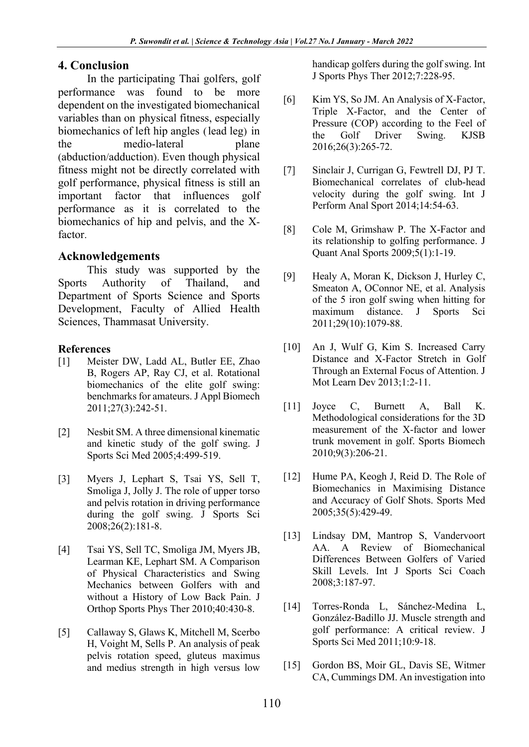## 4. Conclusion

In the participating Thai golfers, golf performance was found to be more dependent on the investigated biomechanical variables than on physical fitness, especially biomechanics of left hip angles (lead leg) in the medio-lateral plane (abduction/adduction). Even though physical fitness might not be directly correlated with golf performance, physical fitness is still an important factor that influences golf performance as it is correlated to the biomechanics of hip and pelvis, and the X-factor.

## Acknowledgements

This study was supported by the Sports Authority of Thailand, and Department of Sports Science and Sports Development, Faculty of Allied Health Sciences, Thammasat University.

### References

[1] Meister DW, Ladd AL, Butler EE, Zhao B, Rogers AP, Ray CJ, et al. Rotational biomechanics of the elite golf swing: benchmarks for amateurs. J Appl Biomech 2011;27(3):242-51.

[2] Nesbit SM. A three dimensional kinematic and kinetic study of the golf swing. J Sports Sci Med 2005;4:499-519.

[3] Myers J, Lephart S, Tsai YS, Sell T, Smoliga J, Jolly J. The role of upper torso and pelvis rotation in driving performance during the golf swing. J Sports Sci 2008;26(2):181-8.

[4] Tsai YS, Sell TC, Smoliga JM, Myers JB, Learman KE, Lephart SM. A Comparison of Physical Characteristics and Swing Mechanics between Golfers with and without a History of Low Back Pain. J Orthop Sports Phys Ther 2010;40:430-8.

[5] Callaway S, Glaws K, Mitchell M, Scerbo H, Voight M, Sells P. An analysis of peak pelvis rotation speed, gluteus maximus and medius strength in high versus low handicap golfers during the golf swing. Int J Sports Phys Ther 2012;7:228-95.

[6] Kim YS, So JM. An Analysis of X-Factor, Triple X-Factor, and the Center of Pressure (COP) according to the Feel of the Golf Driver Swing. KJSB 2016;26(3):265-72.

[7] Sinclair J, Currigan G, Fewtrell DJ, PJ T. Biomechanical correlates of club-head velocity during the golf swing. Int J Perform Anal Sport 2014;14:54-63.

[8] Cole M, Grimshaw P. The X-Factor and its relationship to golfing performance. J Quant Anal Sports 2009;5(1):1-19.

[9] Healy A, Moran K, Dickson J, Hurley C, Smeaton A, OConnor NE, et al. Analysis of the 5 iron golf swing when hitting for maximum distance. J Sports Sci 2011;29(10):1079-88.

[10] An J, Wulf G, Kim S. Increased Carry Distance and X-Factor Stretch in Golf Through an External Focus of Attention. J Mot Learn Dev 2013;1:2-11.

[11] Joyce C, Burnett A, Ball K. Methodological considerations for the 3D measurement of the X-factor and lower trunk movement in golf. Sports Biomech 2010;9(3):206-21.

[12] Hume PA, Keogh J, Reid D. The Role of Biomechanics in Maximising Distance and Accuracy of Golf Shots. Sports Med 2005;35(5):429-49.

[13] Lindsay DM, Mantrop S, Vandervoort AA. A Review of Biomechanical Differences Between Golfers of Varied Skill Levels. Int J Sports Sci Coach 2008;3:187-97.

[14] Torres-Ronda L, Sánchez-Medina L, González-Badillo JJ. Muscle strength and golf performance: A critical review. J Sports Sci Med 2011;10:9-18.

[15] Gordon BS, Moir GL, Davis SE, Witmer CA, Cummings DM. An investigation into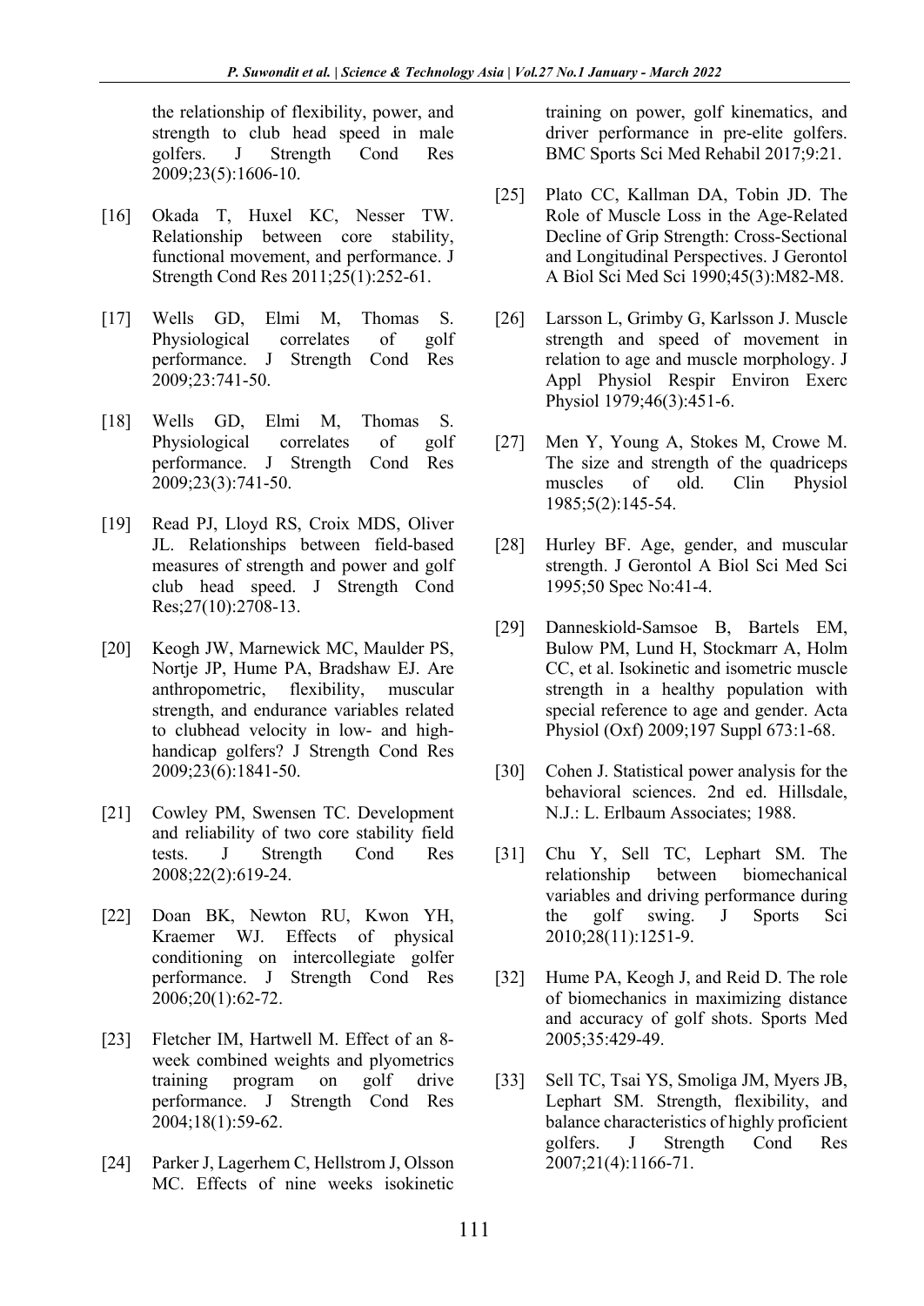the relationship of flexibility, power, and strength to club head speed in male golfers. J Strength Cond Res 2009;23(5):1606-10.

[16] Okada T, Huxel KC, Nesser TW. Relationship between core stability, functional movement, and performance. J Strength Cond Res 2011;25(1):252-61.

[17] Wells GD, Elmi M, Thomas S. Physiological correlates of golf performance. J Strength Cond Res 2009;23:741-50.

[18] Wells GD, Elmi M, Thomas S. Physiological correlates of golf performance. J Strength Cond Res 2009;23(3):741-50.

[19] Read PJ, Lloyd RS, Croix MDS, Oliver JL. Relationships between field-based measures of strength and power and golf club head speed. J Strength Cond Res;27(10):2708-13.

[20] Keogh JW, Marnewick MC, Maulder PS, Nortje JP, Hume PA, Bradshaw EJ. Are anthropometric, flexibility, muscular strength, and endurance variables related to clubhead velocity in low- and high-handicap golfers? J Strength Cond Res 2009;23(6):1841-50.

[21] Cowley PM, Swensen TC. Development and reliability of two core stability field tests. J Strength Cond Res 2008;22(2):619-24.

[22] Doan BK, Newton RU, Kwon YH, Kraemer WJ. Effects of physical conditioning on intercollegiate golfer performance. J Strength Cond Res 2006;20(1):62-72.

[23] Fletcher IM, Hartwell M. Effect of an 8-week combined weights and plyometrics training program on golf drive performance. J Strength Cond Res 2004;18(1):59-62.

[24] Parker J, Lagerhem C, Hellstrom J, Olsson MC. Effects of nine weeks isokinetic training on power, golf kinematics, and driver performance in pre-elite golfers. BMC Sports Sci Med Rehabil 2017;9:21.

[25] Plato CC, Kallman DA, Tobin JD. The Role of Muscle Loss in the Age-Related Decline of Grip Strength: Cross-Sectional and Longitudinal Perspectives. J Gerontol A Biol Sci Med Sci 1990;45(3):M82-M8.

[26] Larsson L, Grimby G, Karlsson J. Muscle strength and speed of movement in relation to age and muscle morphology. J Appl Physiol Respir Environ Exerc Physiol 1979;46(3):451-6.

[27] Men Y, Young A, Stokes M, Crowe M. The size and strength of the quadriceps muscles of old. Clin Physiol 1985;5(2):145-54.

[28] Hurley BF. Age, gender, and muscular strength. J Gerontol A Biol Sci Med Sci 1995;50 Spec No:41-4.

[29] Danneskiold-Samsoe B, Bartels EM, Bulow PM, Lund H, Stockmarr A, Holm CC, et al. Isokinetic and isometric muscle strength in a healthy population with special reference to age and gender. Acta Physiol (Oxf) 2009;197 Suppl 673:1-68.

[30] Cohen J. Statistical power analysis for the behavioral sciences. 2nd ed. Hillsdale, N.J.: L. Erlbaum Associates; 1988.

[31] Chu Y, Sell TC, Lephart SM. The relationship between biomechanical variables and driving performance during the golf swing. J Sports Sci 2010;28(11):1251-9.

[32] Hume PA, Keogh J, and Reid D. The role of biomechanics in maximizing distance and accuracy of golf shots. Sports Med 2005;35:429-49.

[33] Sell TC, Tsai YS, Smoliga JM, Myers JB, Lephart SM. Strength, flexibility, and balance characteristics of highly proficient golfers. J Strength Cond Res 2007;21(4):1166-71.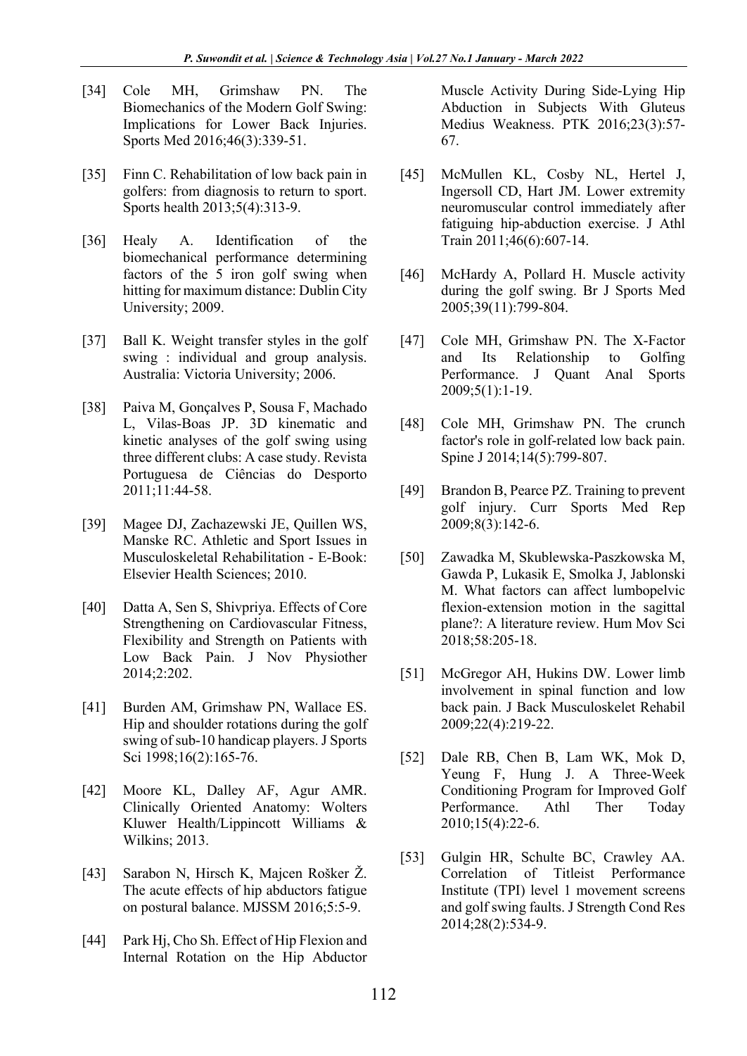[34] Cole MH, Grimshaw PN. The Biomechanics of the Modern Golf Swing: Implications for Lower Back Injuries. Sports Med 2016;46(3):339-51.

[35] Finn C. Rehabilitation of low back pain in golfers: from diagnosis to return to sport. Sports health 2013;5(4):313-9.

[36] Healy A. Identification of the biomechanical performance determining factors of the 5 iron golf swing when hitting for maximum distance: Dublin City University; 2009.

[37] Ball K. Weight transfer styles in the golf swing : individual and group analysis. Australia: Victoria University; 2006.

[38] Paiva M, Gonçalves P, Sousa F, Machado L, Vilas-Boas JP. 3D kinematic and kinetic analyses of the golf swing using three different clubs: A case study. Revista Portuguesa de Ciências do Desporto 2011;11:44-58.

[39] Magee DJ, Zachazewski JE, Quillen WS, Manske RC. Athletic and Sport Issues in Musculoskeletal Rehabilitation - E-Book: Elsevier Health Sciences; 2010.

[40] Datta A, Sen S, Shivpriya. Effects of Core Strengthening on Cardiovascular Fitness, Flexibility and Strength on Patients with Low Back Pain. J Nov Physiother 2014;2:202.

[41] Burden AM, Grimshaw PN, Wallace ES. Hip and shoulder rotations during the golf swing of sub-10 handicap players. J Sports Sci 1998;16(2):165-76.

[42] Moore KL, Dalley AF, Agur AMR. Clinically Oriented Anatomy: Wolters Kluwer Health/Lippincott Williams & Wilkins; 2013.

[43] Sarabon N, Hirsch K, Majcen Rošker Ž. The acute effects of hip abductors fatigue on postural balance. MJSSM 2016;5:5-9.

[44] Park Hj, Cho Sh. Effect of Hip Flexion and Internal Rotation on the Hip Abductor Muscle Activity During Side-Lying Hip Abduction in Subjects With Gluteus Medius Weakness. PTK 2016;23(3):57-67.

[45] McMullen KL, Cosby NL, Hertel J, Ingersoll CD, Hart JM. Lower extremity neuromuscular control immediately after fatiguing hip-abduction exercise. J Athl Train 2011;46(6):607-14.

[46] McHardy A, Pollard H. Muscle activity during the golf swing. Br J Sports Med 2005;39(11):799-804.

[47] Cole MH, Grimshaw PN. The X-Factor and Its Relationship to Golfing Performance. J Quant Anal Sports 2009;5(1):1-19.

[48] Cole MH, Grimshaw PN. The crunch factor's role in golf-related low back pain. Spine J 2014;14(5):799-807.

[49] Brandon B, Pearce PZ. Training to prevent golf injury. Curr Sports Med Rep 2009;8(3):142-6.

[50] Zawadka M, Skublewska-Paszkowska M, Gawda P, Lukasik E, Smolka J, Jablonski M. What factors can affect lumbopelvic flexion-extension motion in the sagittal plane?: A literature review. Hum Mov Sci 2018;58:205-18.

[51] McGregor AH, Hukins DW. Lower limb involvement in spinal function and low back pain. J Back Musculoskelet Rehabil 2009;22(4):219-22.

[52] Dale RB, Chen B, Lam WK, Mok D, Yeung F, Hung J. A Three-Week Conditioning Program for Improved Golf Performance. Athl Ther Today 2010;15(4):22-6.

[53] Gulgin HR, Schulte BC, Crawley AA. Correlation of Titleist Performance Institute (TPI) level 1 movement screens and golf swing faults. J Strength Cond Res 2014;28(2):534-9.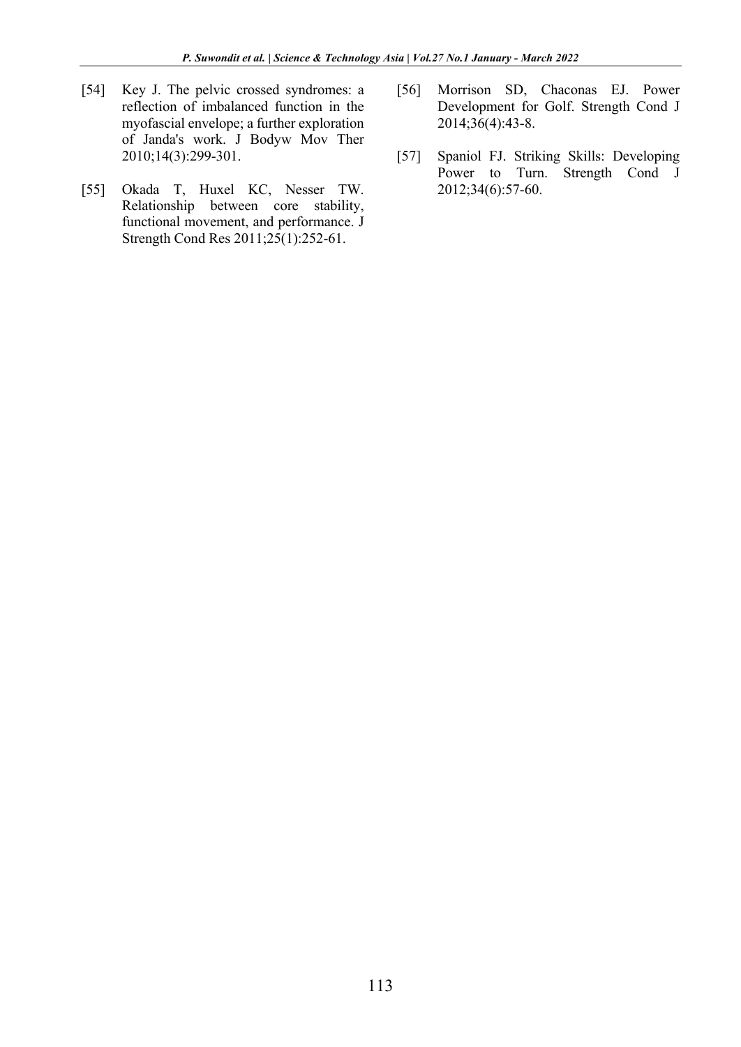[54] Key J. The pelvic crossed syndromes: a reflection of imbalanced function in the myofascial envelope; a further exploration of Janda's work. J Bodyw Mov Ther 2010;14(3):299-301.

[55] Okada T, Huxel KC, Nesser TW. Relationship between core stability, functional movement, and performance. J Strength Cond Res 2011;25(1):252-61.

[56] Morrison SD, Chaconas EJ. Power Development for Golf. Strength Cond J 2014;36(4):43-8.

[57] Spaniol FJ. Striking Skills: Developing Power to Turn. Strength Cond J 2012;34(6):57-60.